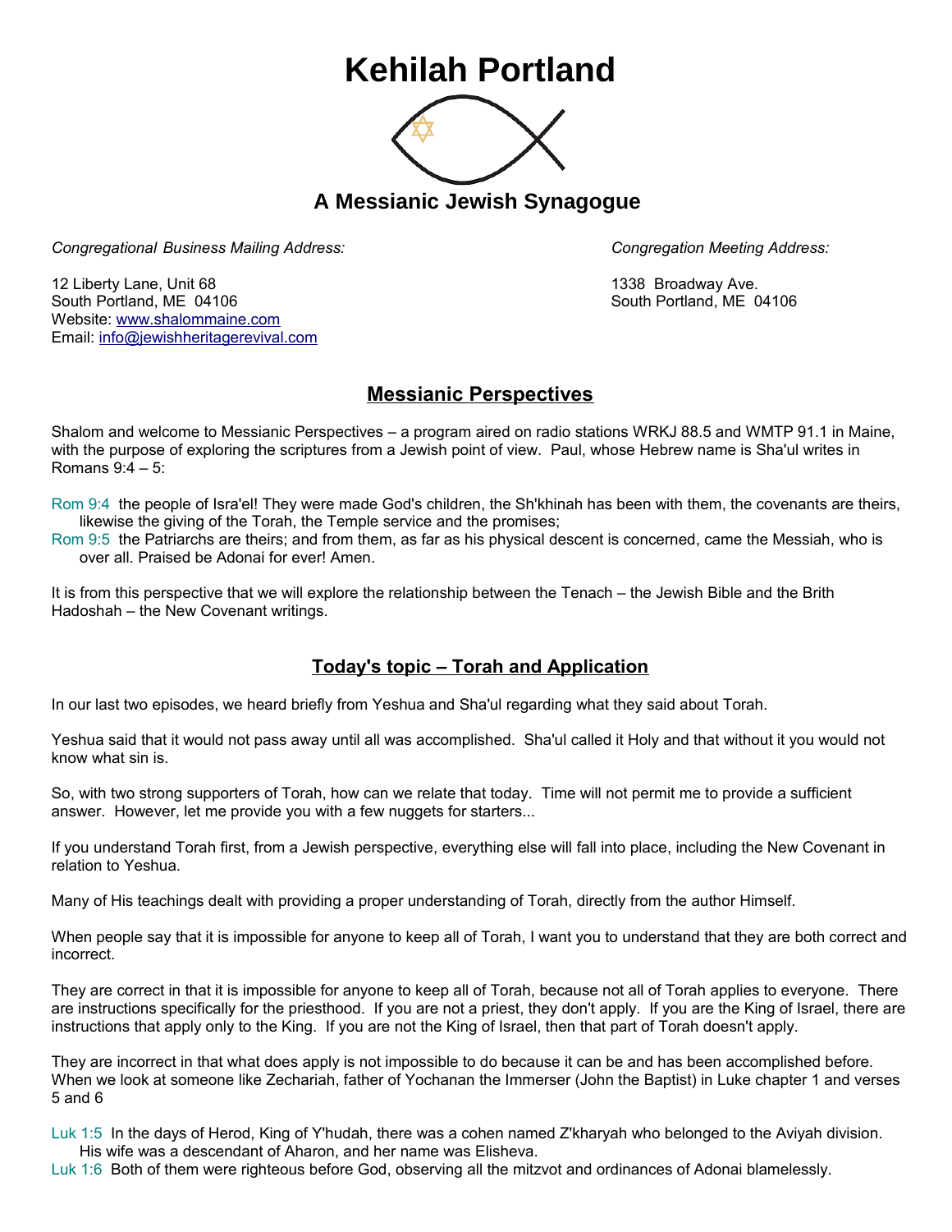# Kehilah Portland

## A Messianic Jewish Synagogue

*Congregational Business Mailing Address:*

12 Liberty Lane, Unit 68
South Portland, ME 04106
Website: www.shalommaine.com
Email: info@jewishheritagerevival.com

*Congregation Meeting Address:*

1338 Broadway Ave.
South Portland, ME 04106

## Messianic Perspectives

Shalom and welcome to Messianic Perspectives – a program aired on radio stations WRKJ 88.5 and WMTP 91.1 in Maine, with the purpose of exploring the scriptures from a Jewish point of view. Paul, whose Hebrew name is Sha'ul writes in Romans 9:4 – 5:

Rom 9:4 the people of Isra'el! They were made God's children, the Sh'khinah has been with them, the covenants are theirs, likewise the giving of the Torah, the Temple service and the promises;
Rom 9:5 the Patriarchs are theirs; and from them, as far as his physical descent is concerned, came the Messiah, who is over all. Praised be Adonai for ever! Amen.

It is from this perspective that we will explore the relationship between the Tenach – the Jewish Bible and the Brith Hadoshah – the New Covenant writings.

## Today's topic – Torah and Application

In our last two episodes, we heard briefly from Yeshua and Sha'ul regarding what they said about Torah.

Yeshua said that it would not pass away until all was accomplished. Sha'ul called it Holy and that without it you would not know what sin is.

So, with two strong supporters of Torah, how can we relate that today. Time will not permit me to provide a sufficient answer. However, let me provide you with a few nuggets for starters...

If you understand Torah first, from a Jewish perspective, everything else will fall into place, including the New Covenant in relation to Yeshua.

Many of His teachings dealt with providing a proper understanding of Torah, directly from the author Himself.

When people say that it is impossible for anyone to keep all of Torah, I want you to understand that they are both correct and incorrect.

They are correct in that it is impossible for anyone to keep all of Torah, because not all of Torah applies to everyone. There are instructions specifically for the priesthood. If you are not a priest, they don't apply. If you are the King of Israel, there are instructions that apply only to the King. If you are not the King of Israel, then that part of Torah doesn't apply.

They are incorrect in that what does apply is not impossible to do because it can be and has been accomplished before. When we look at someone like Zechariah, father of Yochanan the Immerser (John the Baptist) in Luke chapter 1 and verses 5 and 6

Luk 1:5 In the days of Herod, King of Y'hudah, there was a cohen named Z'kharyah who belonged to the Aviyah division. His wife was a descendant of Aharon, and her name was Elisheva.
Luk 1:6 Both of them were righteous before God, observing all the mitzvot and ordinances of Adonai blamelessly.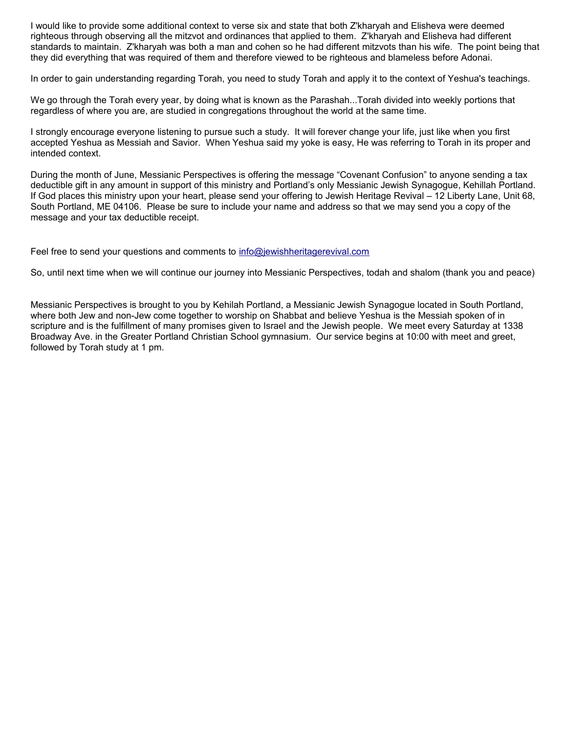I would like to provide some additional context to verse six and state that both Z'kharyah and Elisheva were deemed righteous through observing all the mitzvot and ordinances that applied to them. Z'kharyah and Elisheva had different standards to maintain. Z'kharyah was both a man and cohen so he had different mitzvots than his wife. The point being that they did everything that was required of them and therefore viewed to be righteous and blameless before Adonai.

In order to gain understanding regarding Torah, you need to study Torah and apply it to the context of Yeshua's teachings.

We go through the Torah every year, by doing what is known as the Parashah...Torah divided into weekly portions that regardless of where you are, are studied in congregations throughout the world at the same time.

I strongly encourage everyone listening to pursue such a study. It will forever change your life, just like when you first accepted Yeshua as Messiah and Savior. When Yeshua said my yoke is easy, He was referring to Torah in its proper and intended context.

During the month of June, Messianic Perspectives is offering the message "Covenant Confusion" to anyone sending a tax deductible gift in any amount in support of this ministry and Portland's only Messianic Jewish Synagogue, Kehillah Portland. If God places this ministry upon your heart, please send your offering to Jewish Heritage Revival – 12 Liberty Lane, Unit 68, South Portland, ME 04106. Please be sure to include your name and address so that we may send you a copy of the message and your tax deductible receipt.

Feel free to send your questions and comments to [info@jewishheritagerevival.com](mailto:info@jewishheritagerevival.com)

So, until next time when we will continue our journey into Messianic Perspectives, todah and shalom (thank you and peace)

Messianic Perspectives is brought to you by Kehilah Portland, a Messianic Jewish Synagogue located in South Portland, where both Jew and non-Jew come together to worship on Shabbat and believe Yeshua is the Messiah spoken of in scripture and is the fulfillment of many promises given to Israel and the Jewish people. We meet every Saturday at 1338 Broadway Ave. in the Greater Portland Christian School gymnasium. Our service begins at 10:00 with meet and greet, followed by Torah study at 1 pm.